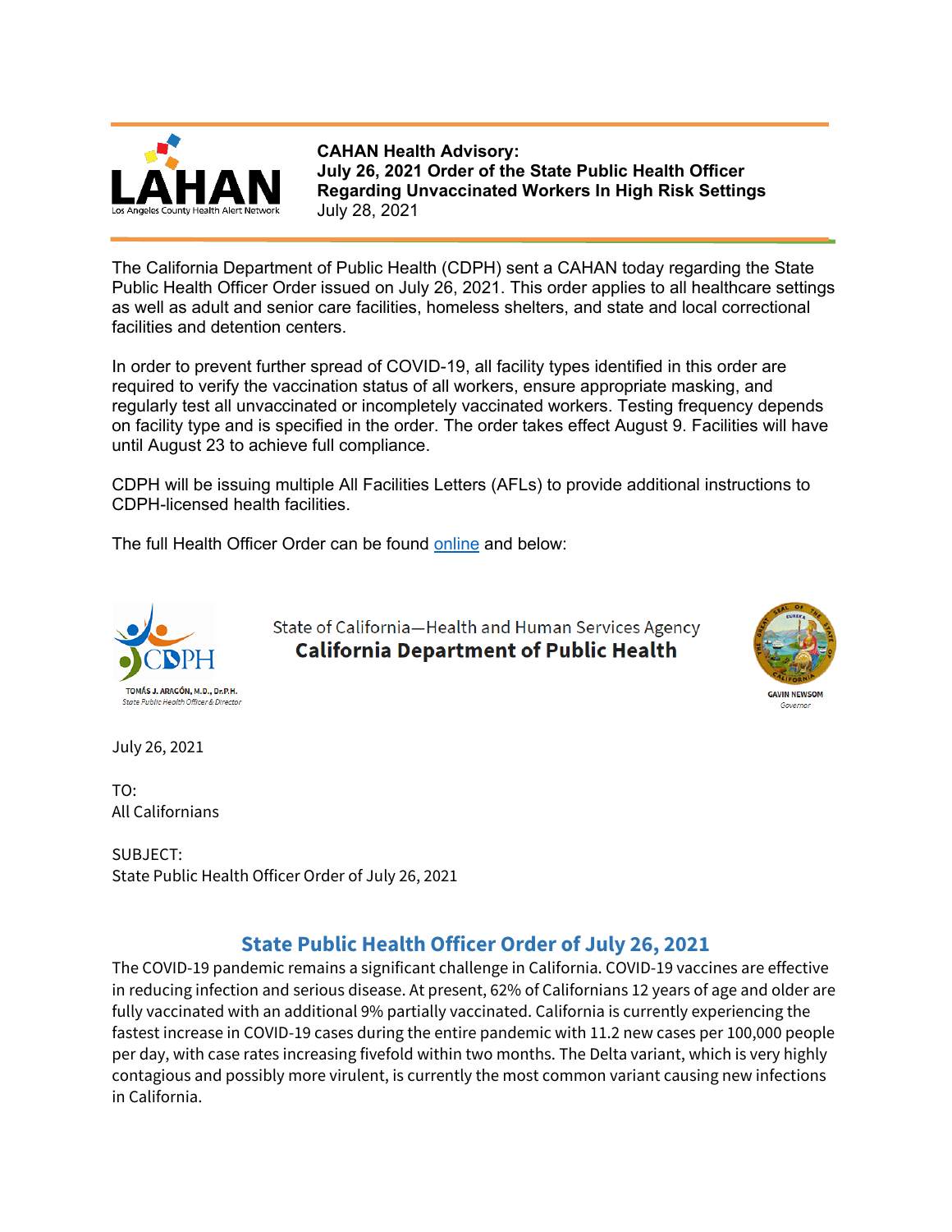LAHAN
Los Angeles County Health Alert Network

**CAHAN Health Advisory:**
**July 26, 2021 Order of the State Public Health Officer Regarding Unvaccinated Workers In High Risk Settings**
July 28, 2021

The California Department of Public Health (CDPH) sent a CAHAN today regarding the State Public Health Officer Order issued on July 26, 2021. This order applies to all healthcare settings as well as adult and senior care facilities, homeless shelters, and state and local correctional facilities and detention centers.

In order to prevent further spread of COVID-19, all facility types identified in this order are required to verify the vaccination status of all workers, ensure appropriate masking, and regularly test all unvaccinated or incompletely vaccinated workers. Testing frequency depends on facility type and is specified in the order. The order takes effect August 9. Facilities will have until August 23 to achieve full compliance.

CDPH will be issuing multiple All Facilities Letters (AFLs) to provide additional instructions to CDPH-licensed health facilities.

The full Health Officer Order can be found [online]() and below:

CDPH
TOMÁS J. ARAGÓN, M.D., Dr.P.H.
*State Public Health Officer & Director*

State of California—Health and Human Services Agency
**California Department of Public Health**

GAVIN NEWSOM
*Governor*

July 26, 2021

TO:
All Californians

SUBJECT:
State Public Health Officer Order of July 26, 2021

## State Public Health Officer Order of July 26, 2021

The COVID-19 pandemic remains a significant challenge in California. COVID-19 vaccines are effective in reducing infection and serious disease. At present, 62% of Californians 12 years of age and older are fully vaccinated with an additional 9% partially vaccinated. California is currently experiencing the fastest increase in COVID-19 cases during the entire pandemic with 11.2 new cases per 100,000 people per day, with case rates increasing fivefold within two months. The Delta variant, which is very highly contagious and possibly more virulent, is currently the most common variant causing new infections in California.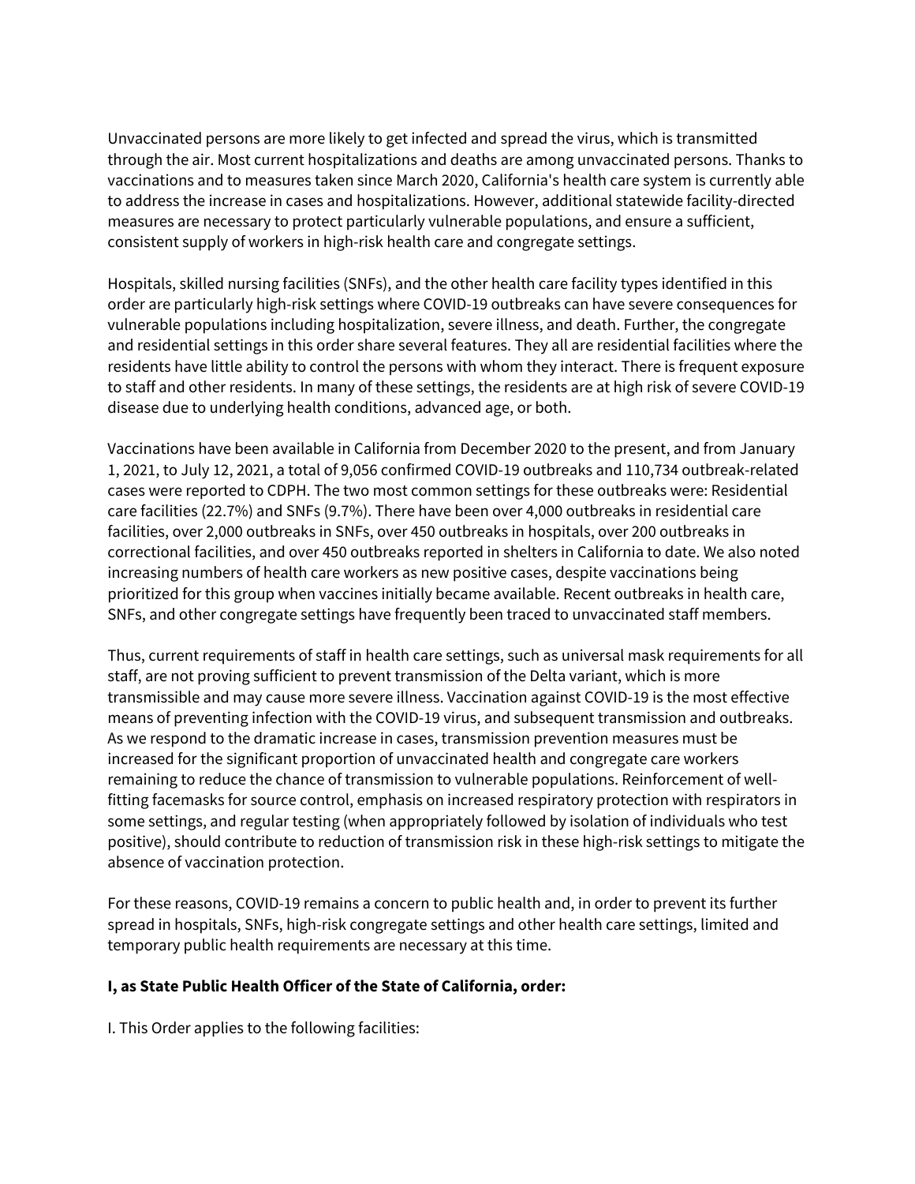Unvaccinated persons are more likely to get infected and spread the virus, which is transmitted through the air. Most current hospitalizations and deaths are among unvaccinated persons. Thanks to vaccinations and to measures taken since March 2020, California's health care system is currently able to address the increase in cases and hospitalizations. However, additional statewide facility-directed measures are necessary to protect particularly vulnerable populations, and ensure a sufficient, consistent supply of workers in high-risk health care and congregate settings.

Hospitals, skilled nursing facilities (SNFs), and the other health care facility types identified in this order are particularly high-risk settings where COVID-19 outbreaks can have severe consequences for vulnerable populations including hospitalization, severe illness, and death. Further, the congregate and residential settings in this order share several features. They all are residential facilities where the residents have little ability to control the persons with whom they interact. There is frequent exposure to staff and other residents. In many of these settings, the residents are at high risk of severe COVID-19 disease due to underlying health conditions, advanced age, or both.

Vaccinations have been available in California from December 2020 to the present, and from January 1, 2021, to July 12, 2021, a total of 9,056 confirmed COVID-19 outbreaks and 110,734 outbreak-related cases were reported to CDPH. The two most common settings for these outbreaks were: Residential care facilities (22.7%) and SNFs (9.7%). There have been over 4,000 outbreaks in residential care facilities, over 2,000 outbreaks in SNFs, over 450 outbreaks in hospitals, over 200 outbreaks in correctional facilities, and over 450 outbreaks reported in shelters in California to date. We also noted increasing numbers of health care workers as new positive cases, despite vaccinations being prioritized for this group when vaccines initially became available. Recent outbreaks in health care, SNFs, and other congregate settings have frequently been traced to unvaccinated staff members.

Thus, current requirements of staff in health care settings, such as universal mask requirements for all staff, are not proving sufficient to prevent transmission of the Delta variant, which is more transmissible and may cause more severe illness. Vaccination against COVID-19 is the most effective means of preventing infection with the COVID-19 virus, and subsequent transmission and outbreaks. As we respond to the dramatic increase in cases, transmission prevention measures must be increased for the significant proportion of unvaccinated health and congregate care workers remaining to reduce the chance of transmission to vulnerable populations. Reinforcement of well-fitting facemasks for source control, emphasis on increased respiratory protection with respirators in some settings, and regular testing (when appropriately followed by isolation of individuals who test positive), should contribute to reduction of transmission risk in these high-risk settings to mitigate the absence of vaccination protection.

For these reasons, COVID-19 remains a concern to public health and, in order to prevent its further spread in hospitals, SNFs, high-risk congregate settings and other health care settings, limited and temporary public health requirements are necessary at this time.

**I, as State Public Health Officer of the State of California, order:**

I. This Order applies to the following facilities: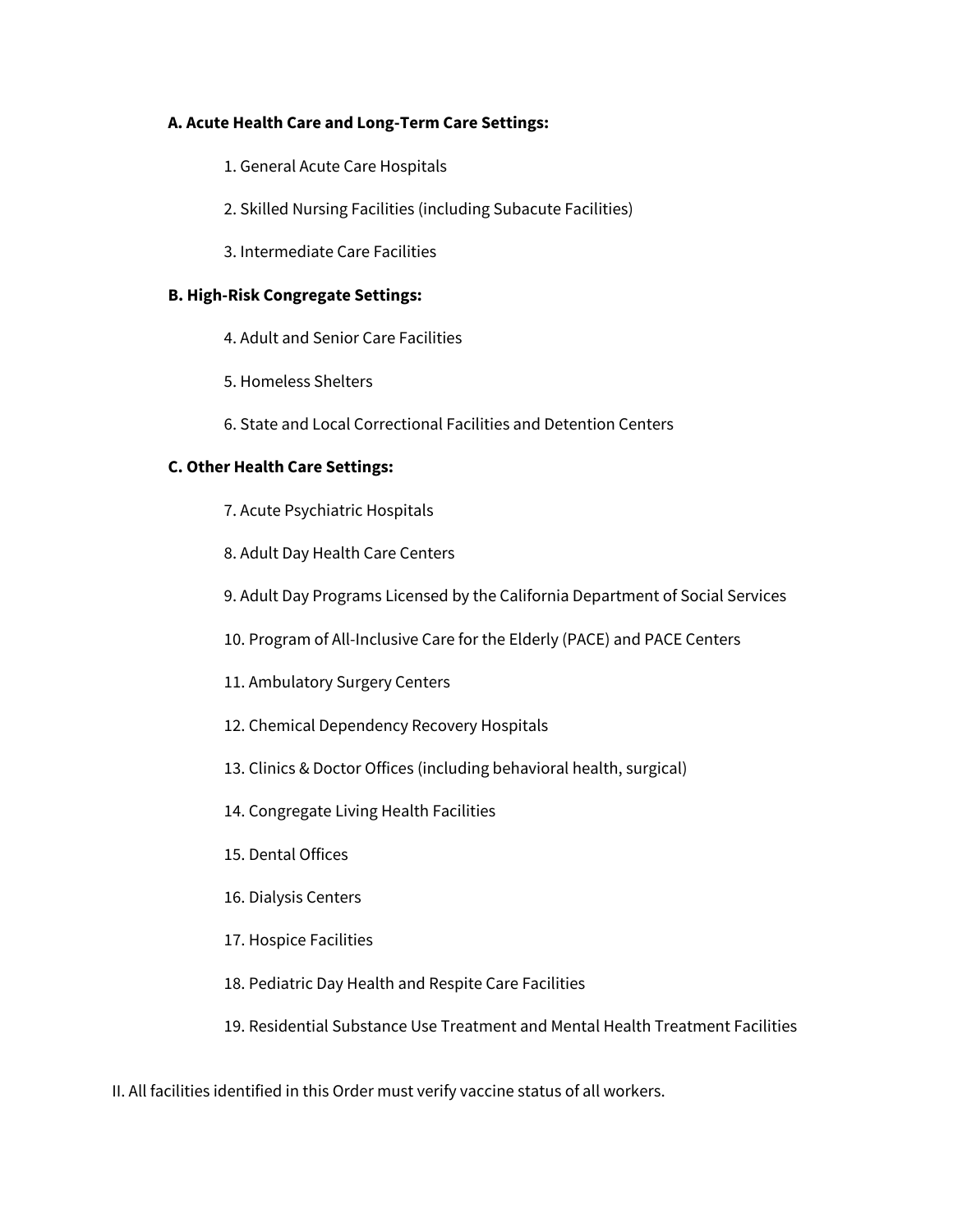**A. Acute Health Care and Long-Term Care Settings:**

1. General Acute Care Hospitals
2. Skilled Nursing Facilities (including Subacute Facilities)
3. Intermediate Care Facilities

**B. High-Risk Congregate Settings:**

4. Adult and Senior Care Facilities
5. Homeless Shelters
6. State and Local Correctional Facilities and Detention Centers

**C. Other Health Care Settings:**

7. Acute Psychiatric Hospitals
8. Adult Day Health Care Centers
9. Adult Day Programs Licensed by the California Department of Social Services
10. Program of All-Inclusive Care for the Elderly (PACE) and PACE Centers
11. Ambulatory Surgery Centers
12. Chemical Dependency Recovery Hospitals
13. Clinics & Doctor Offices (including behavioral health, surgical)
14. Congregate Living Health Facilities
15. Dental Offices
16. Dialysis Centers
17. Hospice Facilities
18. Pediatric Day Health and Respite Care Facilities
19. Residential Substance Use Treatment and Mental Health Treatment Facilities

II. All facilities identified in this Order must verify vaccine status of all workers.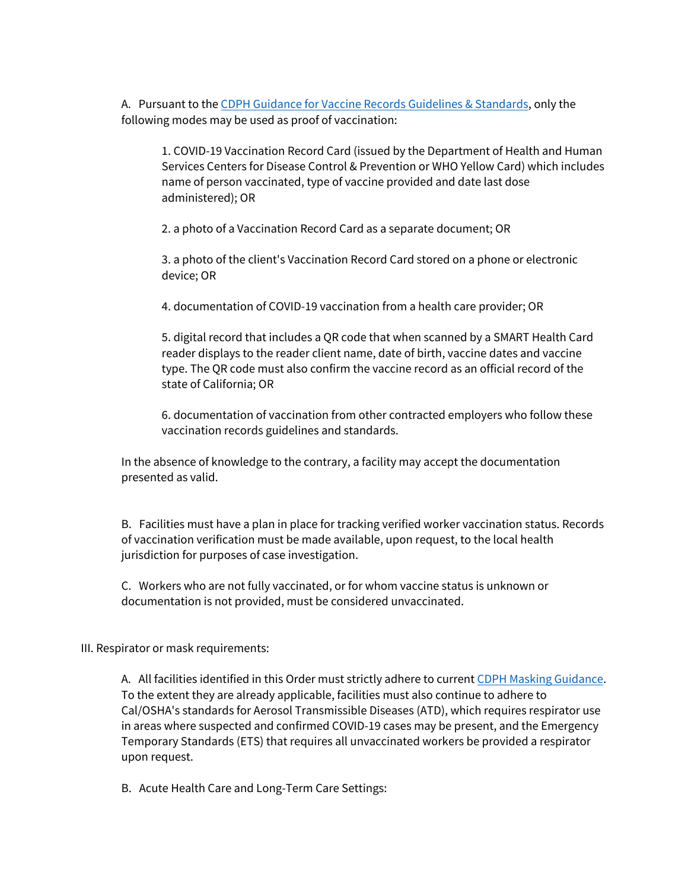A. Pursuant to the [CDPH Guidance for Vaccine Records Guidelines & Standards](), only the following modes may be used as proof of vaccination:

> 1. COVID-19 Vaccination Record Card (issued by the Department of Health and Human Services Centers for Disease Control & Prevention or WHO Yellow Card) which includes name of person vaccinated, type of vaccine provided and date last dose administered); OR
>
> 2. a photo of a Vaccination Record Card as a separate document; OR
>
> 3. a photo of the client's Vaccination Record Card stored on a phone or electronic device; OR
>
> 4. documentation of COVID-19 vaccination from a health care provider; OR
>
> 5. digital record that includes a QR code that when scanned by a SMART Health Card reader displays to the reader client name, date of birth, vaccine dates and vaccine type. The QR code must also confirm the vaccine record as an official record of the state of California; OR
>
> 6. documentation of vaccination from other contracted employers who follow these vaccination records guidelines and standards.

In the absence of knowledge to the contrary, a facility may accept the documentation presented as valid.

B. Facilities must have a plan in place for tracking verified worker vaccination status. Records of vaccination verification must be made available, upon request, to the local health jurisdiction for purposes of case investigation.

C. Workers who are not fully vaccinated, or for whom vaccine status is unknown or documentation is not provided, must be considered unvaccinated.

III. Respirator or mask requirements:

A. All facilities identified in this Order must strictly adhere to current [CDPH Masking Guidance](). To the extent they are already applicable, facilities must also continue to adhere to Cal/OSHA's standards for Aerosol Transmissible Diseases (ATD), which requires respirator use in areas where suspected and confirmed COVID-19 cases may be present, and the Emergency Temporary Standards (ETS) that requires all unvaccinated workers be provided a respirator upon request.

B. Acute Health Care and Long-Term Care Settings: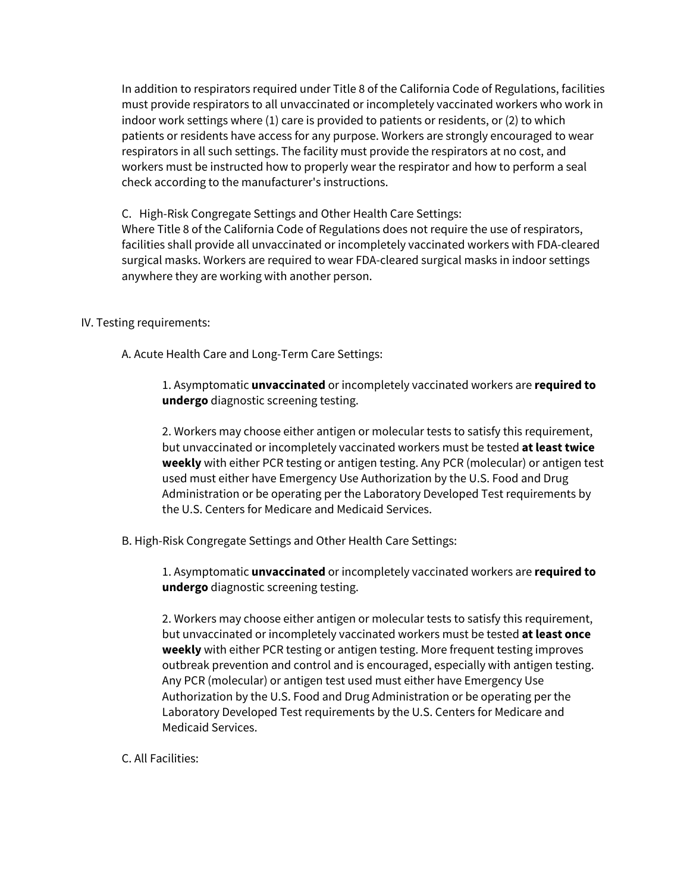In addition to respirators required under Title 8 of the California Code of Regulations, facilities must provide respirators to all unvaccinated or incompletely vaccinated workers who work in indoor work settings where (1) care is provided to patients or residents, or (2) to which patients or residents have access for any purpose. Workers are strongly encouraged to wear respirators in all such settings. The facility must provide the respirators at no cost, and workers must be instructed how to properly wear the respirator and how to perform a seal check according to the manufacturer's instructions.

C. High-Risk Congregate Settings and Other Health Care Settings:
Where Title 8 of the California Code of Regulations does not require the use of respirators, facilities shall provide all unvaccinated or incompletely vaccinated workers with FDA-cleared surgical masks. Workers are required to wear FDA-cleared surgical masks in indoor settings anywhere they are working with another person.

IV. Testing requirements:

A. Acute Health Care and Long-Term Care Settings:

1. Asymptomatic **unvaccinated** or incompletely vaccinated workers are **required to undergo** diagnostic screening testing.

2. Workers may choose either antigen or molecular tests to satisfy this requirement, but unvaccinated or incompletely vaccinated workers must be tested **at least twice weekly** with either PCR testing or antigen testing. Any PCR (molecular) or antigen test used must either have Emergency Use Authorization by the U.S. Food and Drug Administration or be operating per the Laboratory Developed Test requirements by the U.S. Centers for Medicare and Medicaid Services.

B. High-Risk Congregate Settings and Other Health Care Settings:

1. Asymptomatic **unvaccinated** or incompletely vaccinated workers are **required to undergo** diagnostic screening testing.

2. Workers may choose either antigen or molecular tests to satisfy this requirement, but unvaccinated or incompletely vaccinated workers must be tested **at least once weekly** with either PCR testing or antigen testing. More frequent testing improves outbreak prevention and control and is encouraged, especially with antigen testing. Any PCR (molecular) or antigen test used must either have Emergency Use Authorization by the U.S. Food and Drug Administration or be operating per the Laboratory Developed Test requirements by the U.S. Centers for Medicare and Medicaid Services.

C. All Facilities: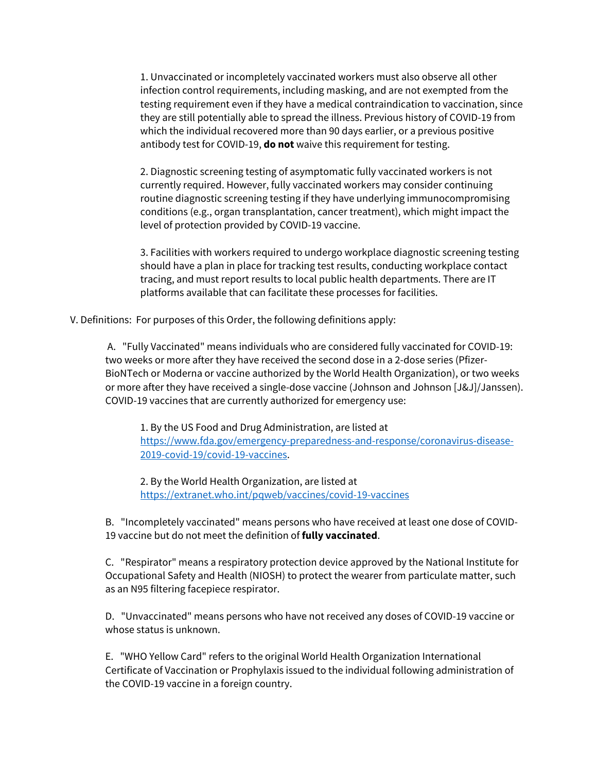1. Unvaccinated or incompletely vaccinated workers must also observe all other infection control requirements, including masking, and are not exempted from the testing requirement even if they have a medical contraindication to vaccination, since they are still potentially able to spread the illness. Previous history of COVID-19 from which the individual recovered more than 90 days earlier, or a previous positive antibody test for COVID-19, **do not** waive this requirement for testing.

2. Diagnostic screening testing of asymptomatic fully vaccinated workers is not currently required. However, fully vaccinated workers may consider continuing routine diagnostic screening testing if they have underlying immunocompromising conditions (e.g., organ transplantation, cancer treatment), which might impact the level of protection provided by COVID-19 vaccine.

3. Facilities with workers required to undergo workplace diagnostic screening testing should have a plan in place for tracking test results, conducting workplace contact tracing, and must report results to local public health departments. There are IT platforms available that can facilitate these processes for facilities.

V. Definitions: For purposes of this Order, the following definitions apply:

A. "Fully Vaccinated" means individuals who are considered fully vaccinated for COVID-19: two weeks or more after they have received the second dose in a 2-dose series (Pfizer-BioNTech or Moderna or vaccine authorized by the World Health Organization), or two weeks or more after they have received a single-dose vaccine (Johnson and Johnson [J&J]/Janssen). COVID-19 vaccines that are currently authorized for emergency use:

1. By the US Food and Drug Administration, are listed at [https://www.fda.gov/emergency-preparedness-and-response/coronavirus-disease-2019-covid-19/covid-19-vaccines](https://www.fda.gov/emergency-preparedness-and-response/coronavirus-disease-2019-covid-19/covid-19-vaccines).

2. By the World Health Organization, are listed at [https://extranet.who.int/pqweb/vaccines/covid-19-vaccines](https://extranet.who.int/pqweb/vaccines/covid-19-vaccines)

B. "Incompletely vaccinated" means persons who have received at least one dose of COVID-19 vaccine but do not meet the definition of **fully vaccinated**.

C. "Respirator" means a respiratory protection device approved by the National Institute for Occupational Safety and Health (NIOSH) to protect the wearer from particulate matter, such as an N95 filtering facepiece respirator.

D. "Unvaccinated" means persons who have not received any doses of COVID-19 vaccine or whose status is unknown.

E. "WHO Yellow Card" refers to the original World Health Organization International Certificate of Vaccination or Prophylaxis issued to the individual following administration of the COVID-19 vaccine in a foreign country.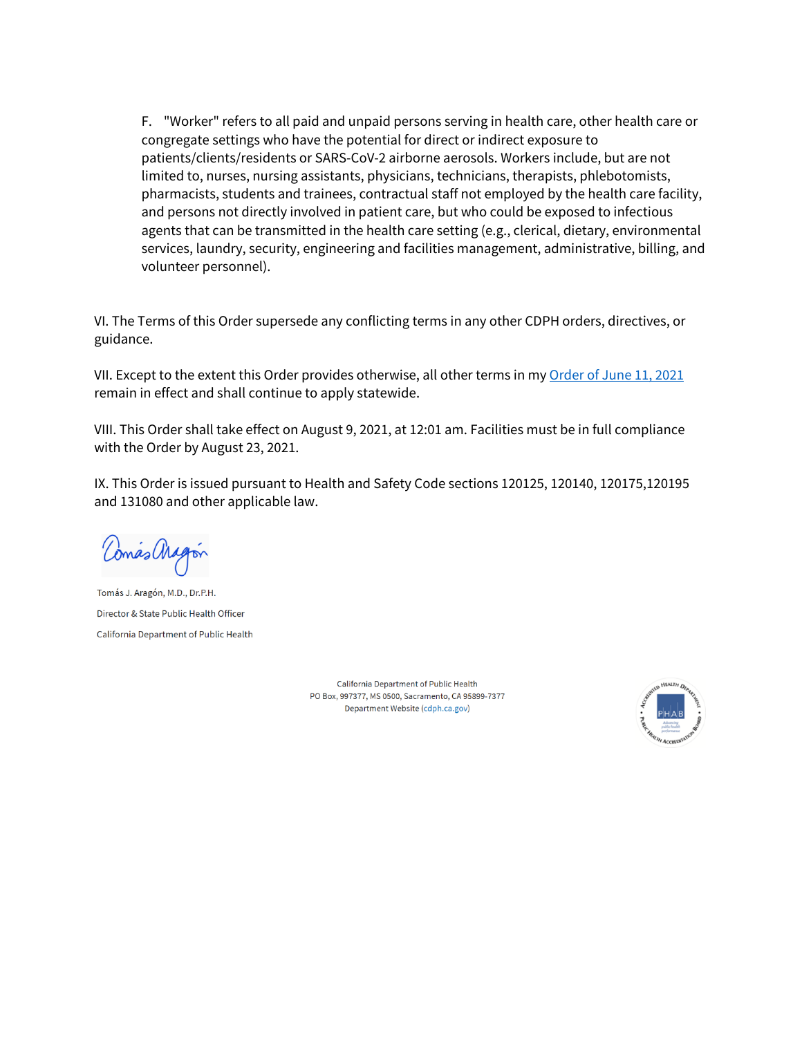F. "Worker" refers to all paid and unpaid persons serving in health care, other health care or congregate settings who have the potential for direct or indirect exposure to patients/clients/residents or SARS-CoV-2 airborne aerosols. Workers include, but are not limited to, nurses, nursing assistants, physicians, technicians, therapists, phlebotomists, pharmacists, students and trainees, contractual staff not employed by the health care facility, and persons not directly involved in patient care, but who could be exposed to infectious agents that can be transmitted in the health care setting (e.g., clerical, dietary, environmental services, laundry, security, engineering and facilities management, administrative, billing, and volunteer personnel).

VI. The Terms of this Order supersede any conflicting terms in any other CDPH orders, directives, or guidance.

VII. Except to the extent this Order provides otherwise, all other terms in my Order of June 11, 2021 remain in effect and shall continue to apply statewide.

VIII. This Order shall take effect on August 9, 2021, at 12:01 am. Facilities must be in full compliance with the Order by August 23, 2021.

IX. This Order is issued pursuant to Health and Safety Code sections 120125, 120140, 120175,120195 and 131080 and other applicable law.

Tomás J. Aragón, M.D., Dr.P.H.

Director & State Public Health Officer

California Department of Public Health

California Department of Public Health
PO Box, 997377, MS 0500, Sacramento, CA 95899-7377
Department Website (cdph.ca.gov)